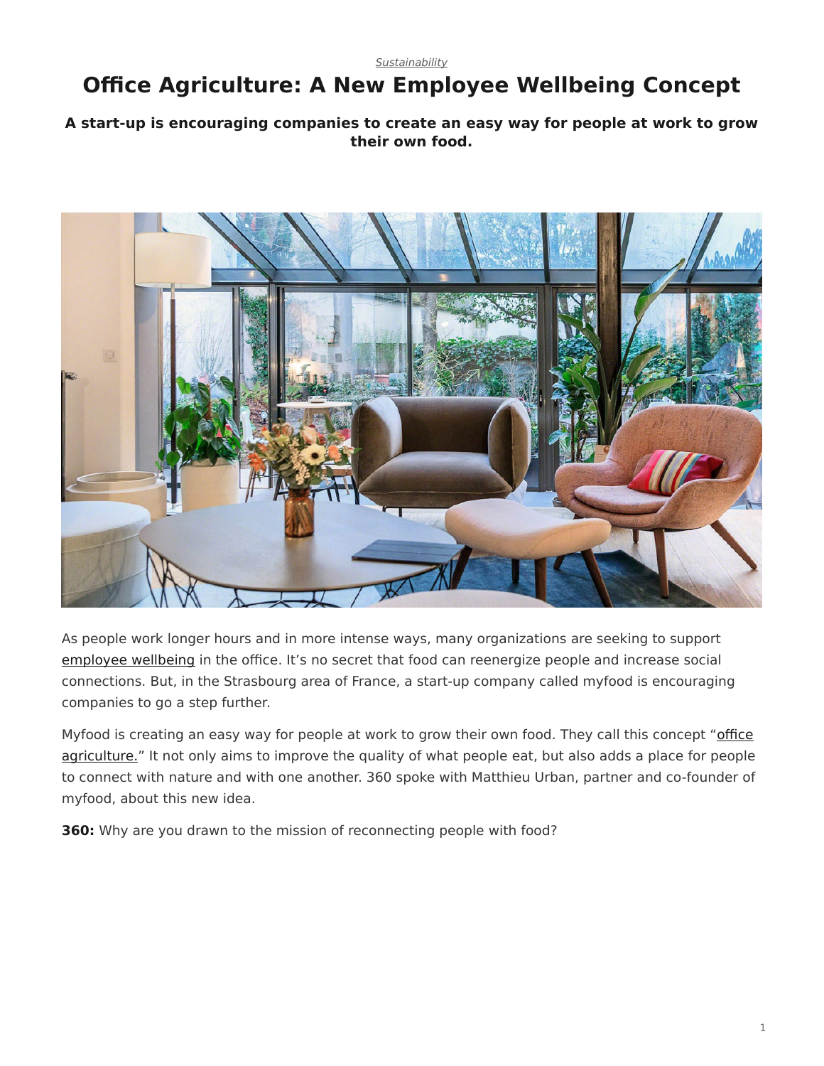*Sustainability*

# Office Agriculture: A New Employee Wellbeing Concept

**A start-up is encouraging companies to create an easy way for people at work to grow their own food.**

As people work longer hours and in more intense ways, many organizations are seeking to support employee wellbeing in the office. It's no secret that food can reenergize people and increase social connections. But, in the Strasbourg area of France, a start-up company called myfood is encouraging companies to go a step further.

Myfood is creating an easy way for people at work to grow their own food. They call this concept "office agriculture." It not only aims to improve the quality of what people eat, but also adds a place for people to connect with nature and with one another. 360 spoke with Matthieu Urban, partner and co-founder of myfood, about this new idea.

**360:** Why are you drawn to the mission of reconnecting people with food?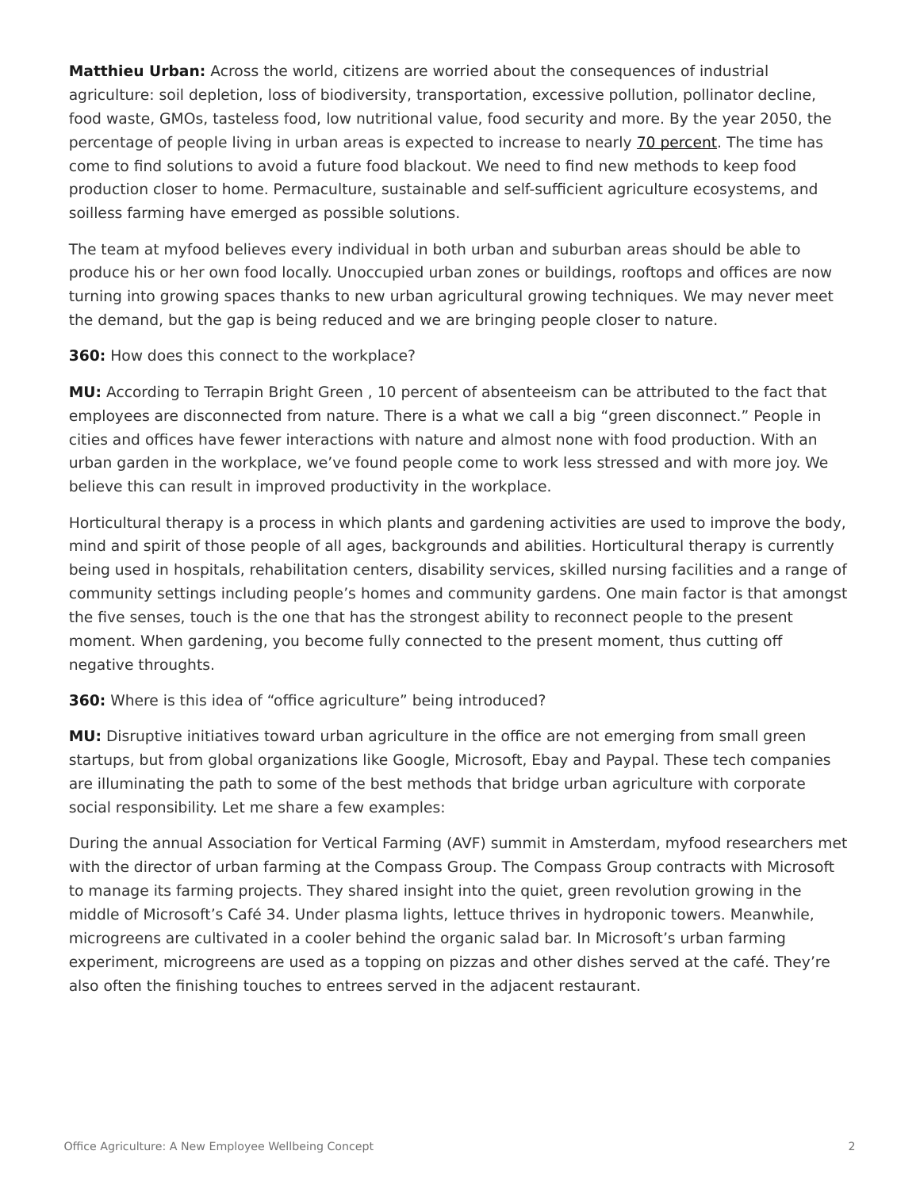**Matthieu Urban:** Across the world, citizens are worried about the consequences of industrial agriculture: soil depletion, loss of biodiversity, transportation, excessive pollution, pollinator decline, food waste, GMOs, tasteless food, low nutritional value, food security and more. By the year 2050, the percentage of people living in urban areas is expected to increase to nearly 70 percent. The time has come to find solutions to avoid a future food blackout. We need to find new methods to keep food production closer to home. Permaculture, sustainable and self-sufficient agriculture ecosystems, and soilless farming have emerged as possible solutions.

The team at myfood believes every individual in both urban and suburban areas should be able to produce his or her own food locally. Unoccupied urban zones or buildings, rooftops and offices are now turning into growing spaces thanks to new urban agricultural growing techniques. We may never meet the demand, but the gap is being reduced and we are bringing people closer to nature.

**360:** How does this connect to the workplace?

**MU:** According to Terrapin Bright Green , 10 percent of absenteeism can be attributed to the fact that employees are disconnected from nature. There is a what we call a big "green disconnect." People in cities and offices have fewer interactions with nature and almost none with food production. With an urban garden in the workplace, we've found people come to work less stressed and with more joy. We believe this can result in improved productivity in the workplace.

Horticultural therapy is a process in which plants and gardening activities are used to improve the body, mind and spirit of those people of all ages, backgrounds and abilities. Horticultural therapy is currently being used in hospitals, rehabilitation centers, disability services, skilled nursing facilities and a range of community settings including people's homes and community gardens. One main factor is that amongst the five senses, touch is the one that has the strongest ability to reconnect people to the present moment. When gardening, you become fully connected to the present moment, thus cutting off negative throughts.

**360:** Where is this idea of "office agriculture" being introduced?

**MU:** Disruptive initiatives toward urban agriculture in the office are not emerging from small green startups, but from global organizations like Google, Microsoft, Ebay and Paypal. These tech companies are illuminating the path to some of the best methods that bridge urban agriculture with corporate social responsibility. Let me share a few examples:

During the annual Association for Vertical Farming (AVF) summit in Amsterdam, myfood researchers met with the director of urban farming at the Compass Group. The Compass Group contracts with Microsoft to manage its farming projects. They shared insight into the quiet, green revolution growing in the middle of Microsoft's Café 34. Under plasma lights, lettuce thrives in hydroponic towers. Meanwhile, microgreens are cultivated in a cooler behind the organic salad bar. In Microsoft's urban farming experiment, microgreens are used as a topping on pizzas and other dishes served at the café. They're also often the finishing touches to entrees served in the adjacent restaurant.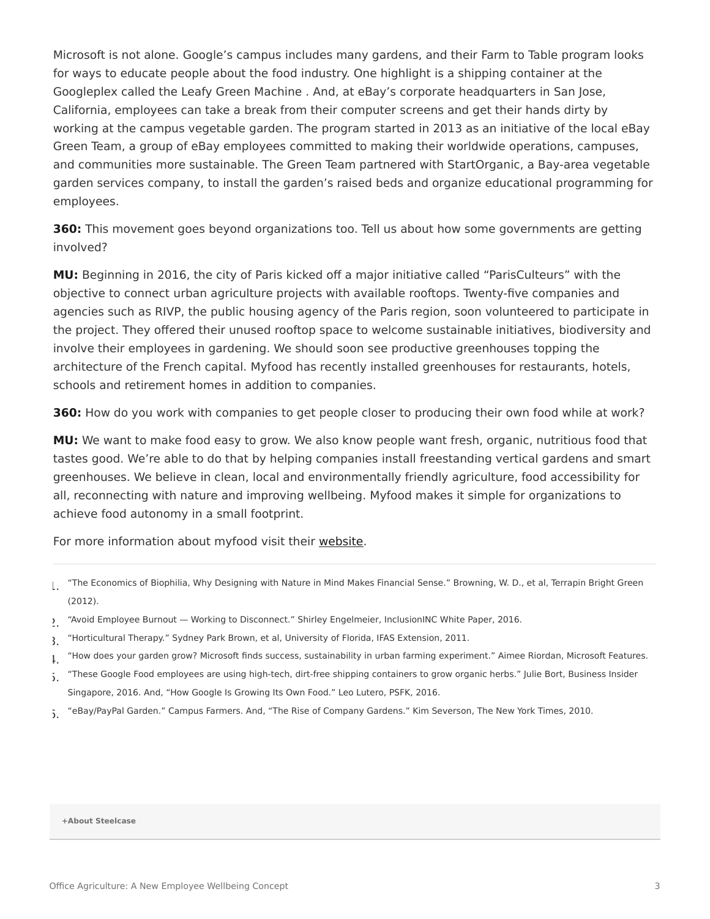Microsoft is not alone. Google's campus includes many gardens, and their Farm to Table program looks for ways to educate people about the food industry. One highlight is a shipping container at the Googleplex called the Leafy Green Machine . And, at eBay's corporate headquarters in San Jose, California, employees can take a break from their computer screens and get their hands dirty by working at the campus vegetable garden. The program started in 2013 as an initiative of the local eBay Green Team, a group of eBay employees committed to making their worldwide operations, campuses, and communities more sustainable. The Green Team partnered with StartOrganic, a Bay-area vegetable garden services company, to install the garden's raised beds and organize educational programming for employees.

**360:** This movement goes beyond organizations too. Tell us about how some governments are getting involved?

**MU:** Beginning in 2016, the city of Paris kicked off a major initiative called "ParisCulteurs" with the objective to connect urban agriculture projects with available rooftops. Twenty-five companies and agencies such as RIVP, the public housing agency of the Paris region, soon volunteered to participate in the project. They offered their unused rooftop space to welcome sustainable initiatives, biodiversity and involve their employees in gardening. We should soon see productive greenhouses topping the architecture of the French capital. Myfood has recently installed greenhouses for restaurants, hotels, schools and retirement homes in addition to companies.

**360:** How do you work with companies to get people closer to producing their own food while at work?

**MU:** We want to make food easy to grow. We also know people want fresh, organic, nutritious food that tastes good. We're able to do that by helping companies install freestanding vertical gardens and smart greenhouses. We believe in clean, local and environmentally friendly agriculture, food accessibility for all, reconnecting with nature and improving wellbeing. Myfood makes it simple for organizations to achieve food autonomy in a small footprint.

For more information about myfood visit their website.

---

1. "The Economics of Biophilia, Why Designing with Nature in Mind Makes Financial Sense." Browning, W. D., et al, Terrapin Bright Green (2012).
2. "Avoid Employee Burnout — Working to Disconnect." Shirley Engelmeier, InclusionINC White Paper, 2016.
3. "Horticultural Therapy." Sydney Park Brown, et al, University of Florida, IFAS Extension, 2011.
4. "How does your garden grow? Microsoft finds success, sustainability in urban farming experiment." Aimee Riordan, Microsoft Features.
5. "These Google Food employees are using high-tech, dirt-free shipping containers to grow organic herbs." Julie Bort, Business Insider Singapore, 2016. And, "How Google Is Growing Its Own Food." Leo Lutero, PSFK, 2016.
6. "eBay/PayPal Garden." Campus Farmers. And, "The Rise of Company Gardens." Kim Severson, The New York Times, 2010.

**+About Steelcase**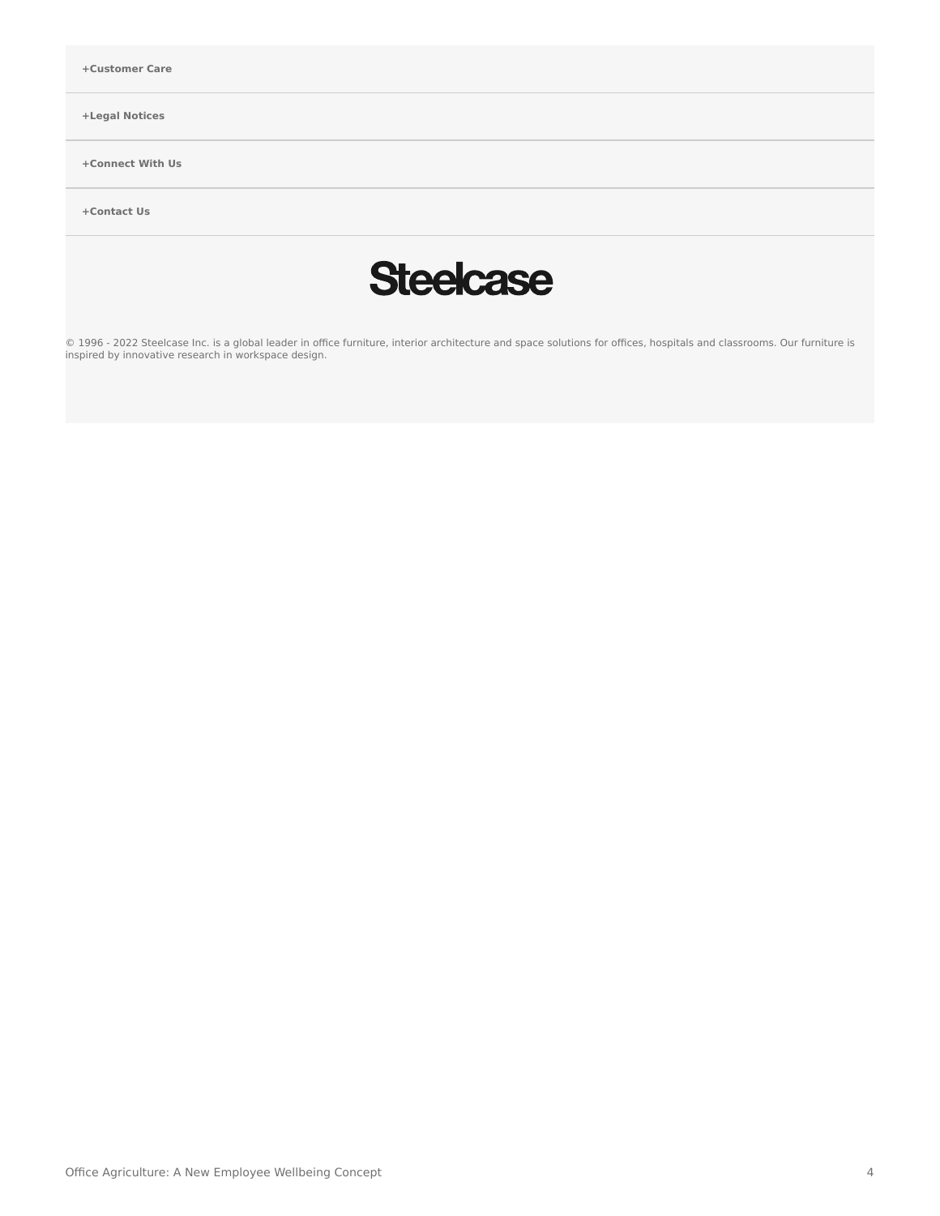**+Customer Care**

**+Legal Notices**

**+Connect With Us**

**+Contact Us**

Steelcase

© 1996 - 2022 Steelcase Inc. is a global leader in office furniture, interior architecture and space solutions for offices, hospitals and classrooms. Our furniture is inspired by innovative research in workspace design.